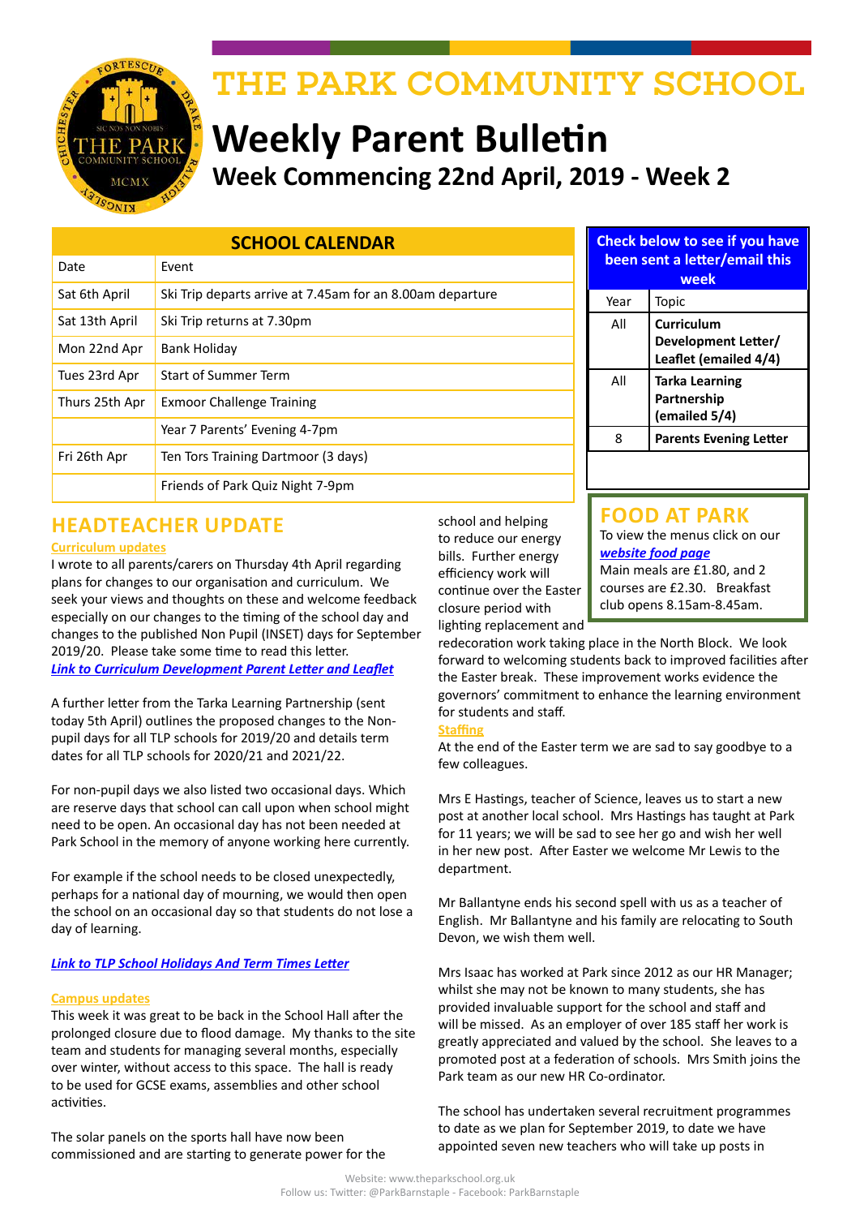# THE PARK COMMUNITY SCHOOL

# Weekly Parent Bulletin

## Week Commencing 22nd April, 2019 - Week 2

| SCHOOL CALENDAR | |
|---|---|
| Date | Event |
| Sat 6th April | Ski Trip departs arrive at 7.45am for an 8.00am departure |
| Sat 13th April | Ski Trip returns at 7.30pm |
| Mon 22nd Apr | Bank Holiday |
| Tues 23rd Apr | Start of Summer Term |
| Thurs 25th Apr | Exmoor Challenge Training |
| | Year 7 Parents' Evening 4-7pm |
| Fri 26th Apr | Ten Tors Training Dartmoor (3 days) |
| | Friends of Park Quiz Night 7-9pm |

| Check below to see if you have been sent a letter/email this week | |
|---|---|
| Year | Topic |
| All | **Curriculum Development Letter/ Leaflet (emailed 4/4)** |
| All | **Tarka Learning Partnership (emailed 5/4)** |
| 8 | **Parents Evening Letter** |

## FOOD AT PARK

To view the menus click on our ***website food page***
Main meals are £1.80, and 2 courses are £2.30. Breakfast club opens 8.15am-8.45am.

## HEADTEACHER UPDATE

**Curriculum updates**

I wrote to all parents/carers on Thursday 4th April regarding plans for changes to our organisation and curriculum. We seek your views and thoughts on these and welcome feedback especially on our changes to the timing of the school day and changes to the published Non Pupil (INSET) days for September 2019/20. Please take some time to read this letter.
***Link to Curriculum Development Parent Letter and Leaflet***

A further letter from the Tarka Learning Partnership (sent today 5th April) outlines the proposed changes to the Non-pupil days for all TLP schools for 2019/20 and details term dates for all TLP schools for 2020/21 and 2021/22.

For non-pupil days we also listed two occasional days. Which are reserve days that school can call upon when school might need to be open. An occasional day has not been needed at Park School in the memory of anyone working here currently.

For example if the school needs to be closed unexpectedly, perhaps for a national day of mourning, we would then open the school on an occasional day so that students do not lose a day of learning.

***Link to TLP School Holidays And Term Times Letter***

**Campus updates**

This week it was great to be back in the School Hall after the prolonged closure due to flood damage. My thanks to the site team and students for managing several months, especially over winter, without access to this space. The hall is ready to be used for GCSE exams, assemblies and other school activities.

The solar panels on the sports hall have now been commissioned and are starting to generate power for the school and helping to reduce our energy bills. Further energy efficiency work will continue over the Easter closure period with lighting replacement and redecoration work taking place in the North Block. We look forward to welcoming students back to improved facilities after the Easter break. These improvement works evidence the governors' commitment to enhance the learning environment for students and staff.

**Staffing**

At the end of the Easter term we are sad to say goodbye to a few colleagues.

Mrs E Hastings, teacher of Science, leaves us to start a new post at another local school. Mrs Hastings has taught at Park for 11 years; we will be sad to see her go and wish her well in her new post. After Easter we welcome Mr Lewis to the department.

Mr Ballantyne ends his second spell with us as a teacher of English. Mr Ballantyne and his family are relocating to South Devon, we wish them well.

Mrs Isaac has worked at Park since 2012 as our HR Manager; whilst she may not be known to many students, she has provided invaluable support for the school and staff and will be missed. As an employer of over 185 staff her work is greatly appreciated and valued by the school. She leaves to a promoted post at a federation of schools. Mrs Smith joins the Park team as our new HR Co-ordinator.

The school has undertaken several recruitment programmes to date as we plan for September 2019, to date we have appointed seven new teachers who will take up posts in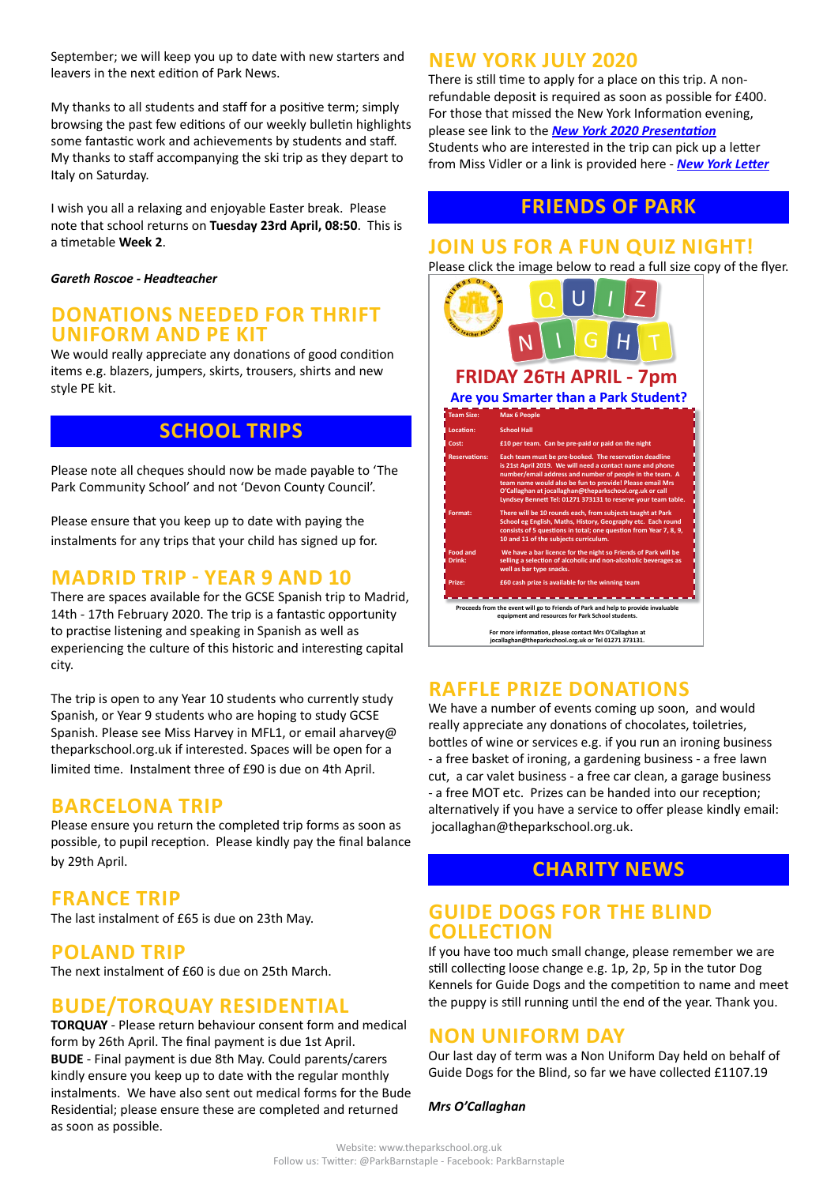September; we will keep you up to date with new starters and leavers in the next edition of Park News.

My thanks to all students and staff for a positive term; simply browsing the past few editions of our weekly bulletin highlights some fantastic work and achievements by students and staff. My thanks to staff accompanying the ski trip as they depart to Italy on Saturday.

I wish you all a relaxing and enjoyable Easter break. Please note that school returns on **Tuesday 23rd April, 08:50**. This is a timetable **Week 2**.

***Gareth Roscoe - Headteacher***

## DONATIONS NEEDED FOR THRIFT UNIFORM AND PE KIT

We would really appreciate any donations of good condition items e.g. blazers, jumpers, skirts, trousers, shirts and new style PE kit.

# SCHOOL TRIPS

Please note all cheques should now be made payable to 'The Park Community School' and not 'Devon County Council'.

Please ensure that you keep up to date with paying the instalments for any trips that your child has signed up for.

## MADRID TRIP - YEAR 9 AND 10

There are spaces available for the GCSE Spanish trip to Madrid, 14th - 17th February 2020. The trip is a fantastic opportunity to practise listening and speaking in Spanish as well as experiencing the culture of this historic and interesting capital city.

The trip is open to any Year 10 students who currently study Spanish, or Year 9 students who are hoping to study GCSE Spanish. Please see Miss Harvey in MFL1, or email aharvey@theparkschool.org.uk if interested. Spaces will be open for a limited time. Instalment three of £90 is due on 4th April.

## BARCELONA TRIP

Please ensure you return the completed trip forms as soon as possible, to pupil reception. Please kindly pay the final balance by 29th April.

## FRANCE TRIP

The last instalment of £65 is due on 23th May.

## POLAND TRIP

The next instalment of £60 is due on 25th March.

## BUDE/TORQUAY RESIDENTIAL

**TORQUAY** - Please return behaviour consent form and medical form by 26th April. The final payment is due 1st April.
**BUDE** - Final payment is due 8th May. Could parents/carers kindly ensure you keep up to date with the regular monthly instalments. We have also sent out medical forms for the Bude Residential; please ensure these are completed and returned as soon as possible.

## NEW YORK JULY 2020

There is still time to apply for a place on this trip. A non-refundable deposit is required as soon as possible for £400. For those that missed the New York Information evening, please see link to the ***New York 2020 Presentation***
Students who are interested in the trip can pick up a letter from Miss Vidler or a link is provided here - ***New York Letter***

# FRIENDS OF PARK

## JOIN US FOR A FUN QUIZ NIGHT!

Please click the image below to read a full size copy of the flyer.

QUIZ NIGHT

**FRIDAY 26TH APRIL - 7pm**

**Are you Smarter than a Park Student?**

| | |
|---|---|
| Team Size: | Max 6 People |
| Location: | School Hall |
| Cost: | £10 per team. Can be pre-paid or paid on the night |
| Reservations: | Each team must be pre-booked. The reservation deadline is 21st April 2019. We will need a contact name and phone number/email address and number of people in the team. A team name would also be fun to provide! Please email Mrs O'Callaghan at jocallaghan@theparkschool.org.uk or call Lyndsey Bennett Tel: 01271 373131 to reserve your team table. |
| Format: | There will be 10 rounds each, from subjects taught at Park School eg English, Maths, History, Geography etc. Each round consists of 5 questions in total; one question from Year 7, 8, 9, 10 and 11 of the subjects curriculum. |
| Food and Drink: | We have a bar licence for the night so Friends of Park will be selling a selection of alcoholic and non-alcoholic beverages as well as bar type snacks. |
| Prize: | £60 cash prize is available for the winning team |

Proceeds from the event will go to Friends of Park and help to provide invaluable equipment and resources for Park School students.

For more information, please contact Mrs O'Callaghan at jocallaghan@theparkschool.org.uk or Tel 01271 373131.

## RAFFLE PRIZE DONATIONS

We have a number of events coming up soon, and would really appreciate any donations of chocolates, toiletries, bottles of wine or services e.g. if you run an ironing business - a free basket of ironing, a gardening business - a free lawn cut, a car valet business - a free car clean, a garage business - a free MOT etc. Prizes can be handed into our reception; alternatively if you have a service to offer please kindly email: jocallaghan@theparkschool.org.uk.

# CHARITY NEWS

## GUIDE DOGS FOR THE BLIND COLLECTION

If you have too much small change, please remember we are still collecting loose change e.g. 1p, 2p, 5p in the tutor Dog Kennels for Guide Dogs and the competition to name and meet the puppy is still running until the end of the year. Thank you.

## NON UNIFORM DAY

Our last day of term was a Non Uniform Day held on behalf of Guide Dogs for the Blind, so far we have collected £1107.19

***Mrs O'Callaghan***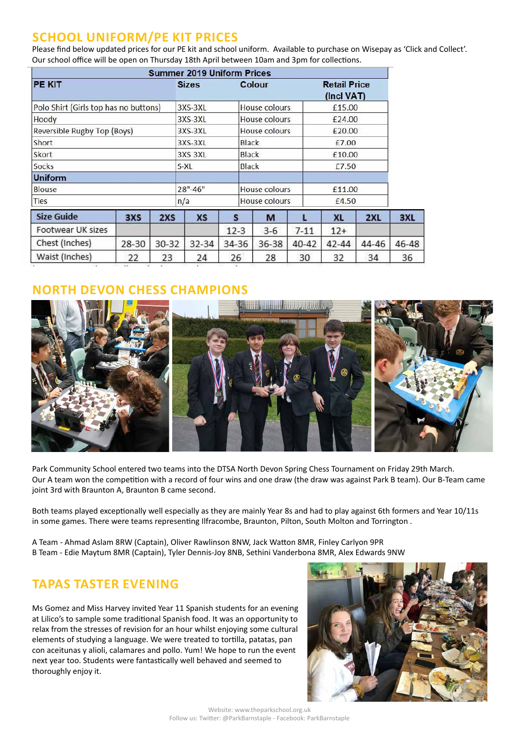## SCHOOL UNIFORM/PE KIT PRICES

Please find below updated prices for our PE kit and school uniform. Available to purchase on Wisepay as 'Click and Collect'. Our school office will be open on Thursday 18th April between 10am and 3pm for collections.

**Summer 2019 Uniform Prices**

| PE KIT | Sizes | Colour | Retail Price (Incl VAT) |
|---|---|---|---|
| Polo Shirt (Girls top has no buttons) | 3XS-3XL | House colours | £15.00 |
| Hoody | 3XS-3XL | House colours | £24.00 |
| Reversible Rugby Top (Boys) | 3XS-3XL | House colours | £20.00 |
| Short | 3XS-3XL | Black | £7.00 |
| Skort | 3XS 3XL | Black | £10.00 |
| Socks | S-XL | Black | £7.50 |
| **Uniform** | | | |
| Blouse | 28"-46" | House colours | £11.00 |
| Ties | n/a | House colours | £4.50 |

| Size Guide | 3XS | 2XS | XS | S | M | L | XL | 2XL | 3XL |
|---|---|---|---|---|---|---|---|---|---|
| Footwear UK sizes | | | | 12-3 | 3-6 | 7-11 | 12+ | | |
| Chest (Inches) | 28-30 | 30-32 | 32-34 | 34-36 | 36-38 | 40-42 | 42-44 | 44-46 | 46-48 |
| Waist (Inches) | 22 | 23 | 24 | 26 | 28 | 30 | 32 | 34 | 36 |

## NORTH DEVON CHESS CHAMPIONS

Park Community School entered two teams into the DTSA North Devon Spring Chess Tournament on Friday 29th March. Our A team won the competition with a record of four wins and one draw (the draw was against Park B team). Our B-Team came joint 3rd with Braunton A, Braunton B came second.

Both teams played exceptionally well especially as they are mainly Year 8s and had to play against 6th formers and Year 10/11s in some games. There were teams representing Ilfracombe, Braunton, Pilton, South Molton and Torrington .

A Team - Ahmad Aslam 8RW (Captain), Oliver Rawlinson 8NW, Jack Watton 8MR, Finley Carlyon 9PR
B Team - Edie Maytum 8MR (Captain), Tyler Dennis-Joy 8NB, Sethini Vanderbona 8MR, Alex Edwards 9NW

## TAPAS TASTER EVENING

Ms Gomez and Miss Harvey invited Year 11 Spanish students for an evening at Lilico's to sample some traditional Spanish food. It was an opportunity to relax from the stresses of revision for an hour whilst enjoying some cultural elements of studying a language. We were treated to tortilla, patatas, pan con aceitunas y alioli, calamares and pollo. Yum! We hope to run the event next year too. Students were fantastically well behaved and seemed to thoroughly enjoy it.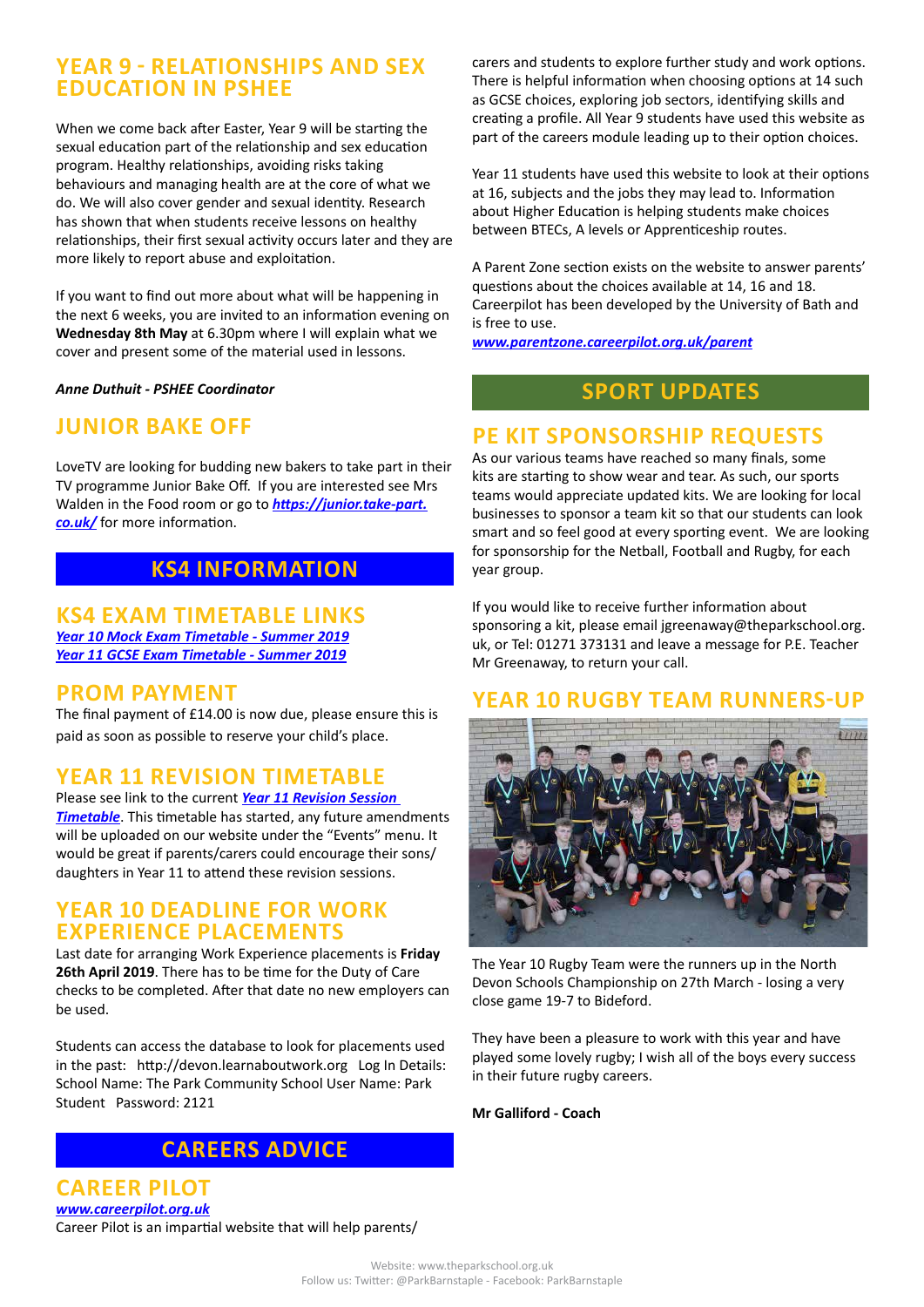## YEAR 9 - RELATIONSHIPS AND SEX EDUCATION IN PSHEE

When we come back after Easter, Year 9 will be starting the sexual education part of the relationship and sex education program. Healthy relationships, avoiding risks taking behaviours and managing health are at the core of what we do. We will also cover gender and sexual identity. Research has shown that when students receive lessons on healthy relationships, their first sexual activity occurs later and they are more likely to report abuse and exploitation.

If you want to find out more about what will be happening in the next 6 weeks, you are invited to an information evening on **Wednesday 8th May** at 6.30pm where I will explain what we cover and present some of the material used in lessons.

***Anne Duthuit - PSHEE Coordinator***

## JUNIOR BAKE OFF

LoveTV are looking for budding new bakers to take part in their TV programme Junior Bake Off. If you are interested see Mrs Walden in the Food room or go to ***https://junior.take-part.co.uk/*** for more information.

# KS4 INFORMATION

## KS4 EXAM TIMETABLE LINKS

***Year 10 Mock Exam Timetable - Summer 2019***
***Year 11 GCSE Exam Timetable - Summer 2019***

## PROM PAYMENT

The final payment of £14.00 is now due, please ensure this is paid as soon as possible to reserve your child's place.

## YEAR 11 REVISION TIMETABLE

Please see link to the current ***Year 11 Revision Session Timetable***. This timetable has started, any future amendments will be uploaded on our website under the "Events" menu. It would be great if parents/carers could encourage their sons/daughters in Year 11 to attend these revision sessions.

## YEAR 10 DEADLINE FOR WORK EXPERIENCE PLACEMENTS

Last date for arranging Work Experience placements is **Friday 26th April 2019**. There has to be time for the Duty of Care checks to be completed. After that date no new employers can be used.

Students can access the database to look for placements used in the past: http://devon.learnaboutwork.org Log In Details: School Name: The Park Community School User Name: Park Student Password: 2121

# CAREERS ADVICE

## CAREER PILOT

***www.careerpilot.org.uk***

Career Pilot is an impartial website that will help parents/carers and students to explore further study and work options. There is helpful information when choosing options at 14 such as GCSE choices, exploring job sectors, identifying skills and creating a profile. All Year 9 students have used this website as part of the careers module leading up to their option choices.

Year 11 students have used this website to look at their options at 16, subjects and the jobs they may lead to. Information about Higher Education is helping students make choices between BTECs, A levels or Apprenticeship routes.

A Parent Zone section exists on the website to answer parents' questions about the choices available at 14, 16 and 18. Careerpilot has been developed by the University of Bath and is free to use.

***www.parentzone.careerpilot.org.uk/parent***

# SPORT UPDATES

## PE KIT SPONSORSHIP REQUESTS

As our various teams have reached so many finals, some kits are starting to show wear and tear. As such, our sports teams would appreciate updated kits. We are looking for local businesses to sponsor a team kit so that our students can look smart and so feel good at every sporting event. We are looking for sponsorship for the Netball, Football and Rugby, for each year group.

If you would like to receive further information about sponsoring a kit, please email jgreenaway@theparkschool.org.uk, or Tel: 01271 373131 and leave a message for P.E. Teacher Mr Greenaway, to return your call.

## YEAR 10 RUGBY TEAM RUNNERS-UP

The Year 10 Rugby Team were the runners up in the North Devon Schools Championship on 27th March - losing a very close game 19-7 to Bideford.

They have been a pleasure to work with this year and have played some lovely rugby; I wish all of the boys every success in their future rugby careers.

**Mr Galliford - Coach**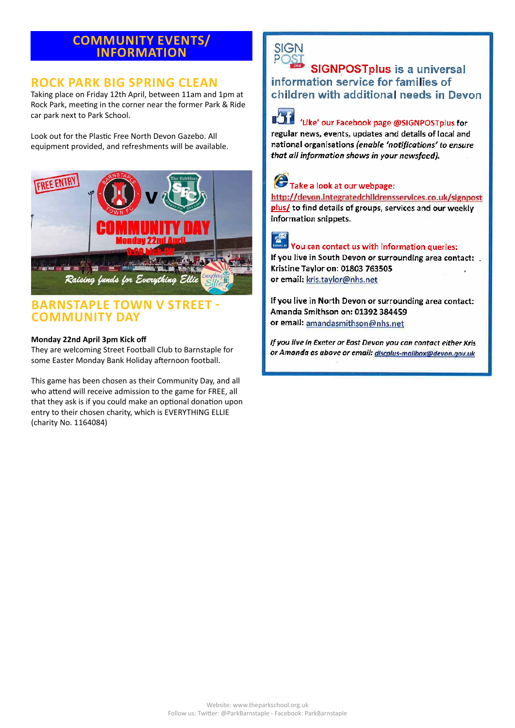# COMMUNITY EVENTS/ INFORMATION

## ROCK PARK BIG SPRING CLEAN

Taking place on Friday 12th April, between 11am and 1pm at Rock Park, meeting in the corner near the former Park & Ride car park next to Park School.

Look out for the Plastic Free North Devon Gazebo. All equipment provided, and refreshments will be available.

## BARNSTAPLE TOWN V STREET - COMMUNITY DAY

**Monday 22nd April 3pm Kick off**

They are welcoming Street Football Club to Barnstaple for some Easter Monday Bank Holiday afternoon football.

This game has been chosen as their Community Day, and all who attend will receive admission to the game for FREE, all that they ask is if you could make an optional donation upon entry to their chosen charity, which is EVERYTHING ELLIE (charity No. 1164084)

SIGNPOSTplus is a universal information service for families of children with additional needs in Devon

'Like' our Facebook page @SIGNPOSTplus for regular news, events, updates and details of local and national organisations *(enable 'notifications' to ensure that all information shows in your newsfeed).*

Take a look at our webpage: http://devon.integratedchildrensservices.co.uk/signpostplus/ to find details of groups, services and our weekly information snippets.

You can contact us with information queries:

If you live in South Devon or surrounding area contact: Kristine Taylor on: 01803 763505 or email: kris.taylor@nhs.net

If you live in North Devon or surrounding area contact: Amanda Smithson on: 01392 384459 or email: amandasmithson@nhs.net

*If you live in Exeter or East Devon you can contact either Kris or Amanda as above or email: discplus-mailbox@devon.gov.uk*